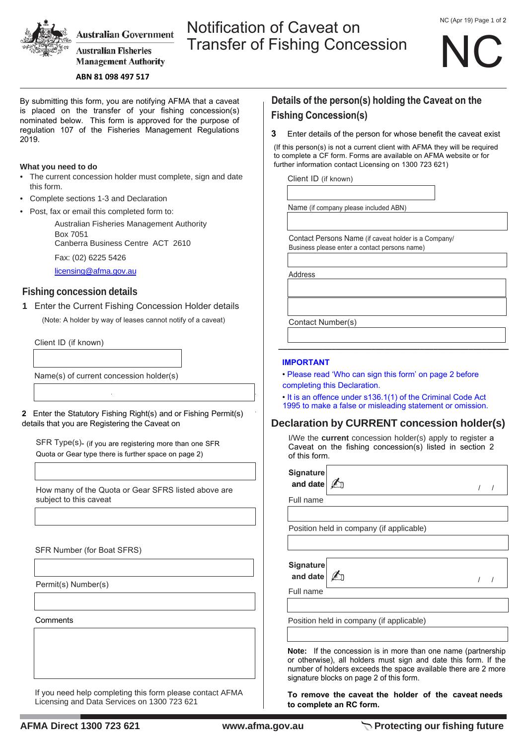Australian Government
Australian Fisheries Management Authority
ABN 81 098 497 517

# Notification of Caveat on Transfer of Fishing Concession

NC

By submitting this form, you are notifying AFMA that a caveat is placed on the transfer of your fishing concession(s) nominated below. This form is approved for the purpose of regulation 107 of the Fisheries Management Regulations 2019.

**What you need to do**

- The current concession holder must complete, sign and date this form.
- Complete sections 1-3 and Declaration
- Post, fax or email this completed form to:

  Australian Fisheries Management Authority
  Box 7051
  Canberra Business Centre ACT 2610

  Fax: (02) 6225 5426

  licensing@afma.gov.au

## Fishing concession details

**1** Enter the Current Fishing Concession Holder details

(Note: A holder by way of leases cannot notify of a caveat)

Client ID (if known)

Name(s) of current concession holder(s)

**2** Enter the Statutory Fishing Right(s) and or Fishing Permit(s) details that you are Registering the Caveat on

SFR Type(s)- (if you are registering more than one SFR Quota or Gear type there is further space on page 2)

How many of the Quota or Gear SFRS listed above are subject to this caveat

SFR Number (for Boat SFRS)

Permit(s) Number(s)

Comments

If you need help completing this form please contact AFMA Licensing and Data Services on 1300 723 621

## Details of the person(s) holding the Caveat on the Fishing Concession(s)

**3** Enter details of the person for whose benefit the caveat exist

(If this person(s) is not a current client with AFMA they will be required to complete a CF form. Forms are available on AFMA website or for further information contact Licensing on 1300 723 621)

Client ID (if known)

Name (if company please included ABN)

Contact Persons Name (if caveat holder is a Company/ Business please enter a contact persons name)

Address

Contact Number(s)

**IMPORTANT**

- Please read 'Who can sign this form' on page 2 before completing this Declaration.
- It is an offence under s136.1(1) of the Criminal Code Act 1995 to make a false or misleading statement or omission.

## Declaration by CURRENT concession holder(s)

I/We the **current** concession holder(s) apply to register a Caveat on the fishing concession(s) listed in section 2 of this form.

**Signature and date** / /

Full name

Position held in company (if applicable)

**Signature and date** / /

Full name

Position held in company (if applicable)

**Note:** If the concession is in more than one name (partnership or otherwise), all holders must sign and date this form. If the number of holders exceeds the space available there are 2 more signature blocks on page 2 of this form.

**To remove the caveat the holder of the caveat needs to complete an RC form.**

AFMA Direct 1300 723 621 www.afma.gov.au Protecting our fishing future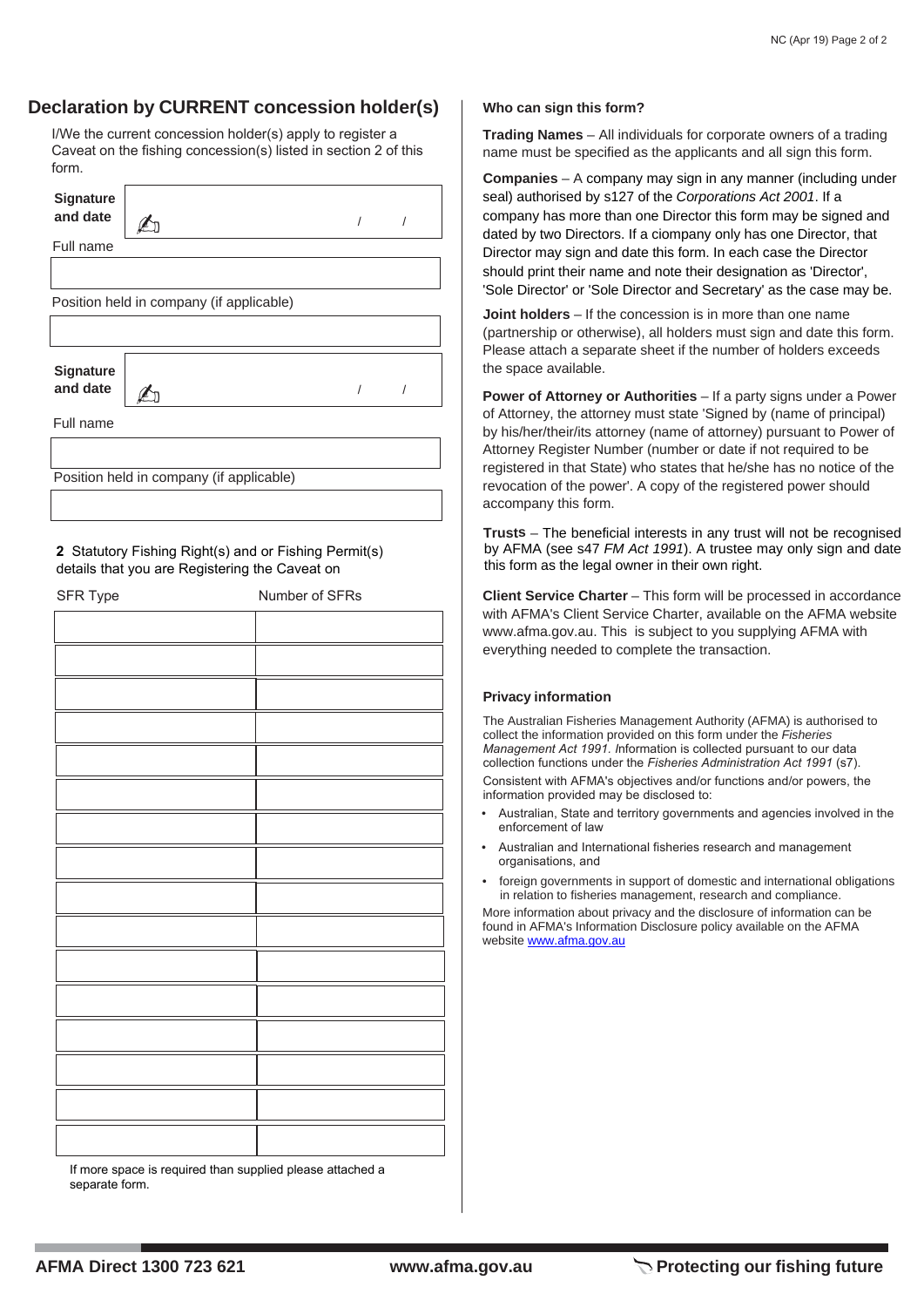## Declaration by CURRENT concession holder(s)

I/We the current concession holder(s) apply to register a Caveat on the fishing concession(s) listed in section 2 of this form.

**Signature and date** ✍ / /

Full name

Position held in company (if applicable)

**Signature and date** ✍ / /

Full name

Position held in company (if applicable)

**2** Statutory Fishing Right(s) and or Fishing Permit(s) details that you are Registering the Caveat on

| SFR Type | Number of SFRs |
| --- | --- |
| | |
| | |
| | |
| | |
| | |
| | |
| | |
| | |
| | |
| | |
| | |
| | |
| | |
| | |
| | |
| | |

If more space is required than supplied please attached a separate form.

### Who can sign this form?

**Trading Names** – All individuals for corporate owners of a trading name must be specified as the applicants and all sign this form.

**Companies** – A company may sign in any manner (including under seal) authorised by s127 of the *Corporations Act 2001*. If a company has more than one Director this form may be signed and dated by two Directors. If a ciompany only has one Director, that Director may sign and date this form. In each case the Director should print their name and note their designation as 'Director', 'Sole Director' or 'Sole Director and Secretary' as the case may be.

**Joint holders** – If the concession is in more than one name (partnership or otherwise), all holders must sign and date this form. Please attach a separate sheet if the number of holders exceeds the space available.

**Power of Attorney or Authorities** – If a party signs under a Power of Attorney, the attorney must state 'Signed by (name of principal) by his/her/their/its attorney (name of attorney) pursuant to Power of Attorney Register Number (number or date if not required to be registered in that State) who states that he/she has no notice of the revocation of the power'. A copy of the registered power should accompany this form.

**Trusts** – The beneficial interests in any trust will not be recognised by AFMA (see s47 *FM Act 1991*). A trustee may only sign and date this form as the legal owner in their own right.

**Client Service Charter** – This form will be processed in accordance with AFMA's Client Service Charter, available on the AFMA website www.afma.gov.au. This is subject to you supplying AFMA with everything needed to complete the transaction.

### Privacy information

The Australian Fisheries Management Authority (AFMA) is authorised to collect the information provided on this form under the *Fisheries Management Act 1991.* Information is collected pursuant to our data collection functions under the *Fisheries Administration Act 1991* (s7).

Consistent with AFMA's objectives and/or functions and/or powers, the information provided may be disclosed to:

- Australian, State and territory governments and agencies involved in the enforcement of law
- Australian and International fisheries research and management organisations, and
- foreign governments in support of domestic and international obligations in relation to fisheries management, research and compliance.

More information about privacy and the disclosure of information can be found in AFMA's Information Disclosure policy available on the AFMA website www.afma.gov.au

**AFMA Direct 1300 723 621** **www.afma.gov.au** **Protecting our fishing future**